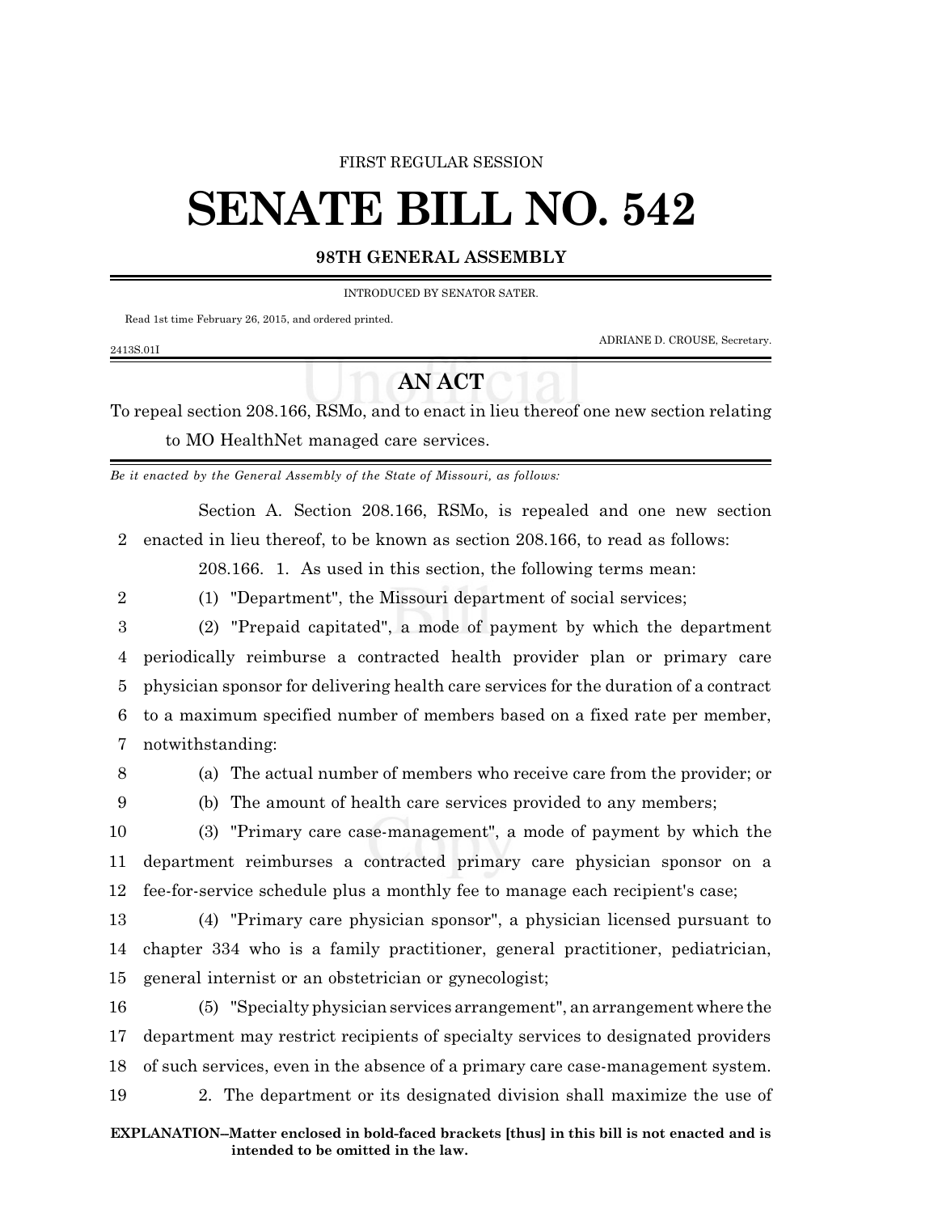FIRST REGULAR SESSION

# SENATE BILL NO. 542

## 98TH GENERAL ASSEMBLY

INTRODUCED BY SENATOR SATER.

Read 1st time February 26, 2015, and ordered printed.

ADRIANE D. CROUSE, Secretary.

2413S.01I

## AN ACT

To repeal section 208.166, RSMo, and to enact in lieu thereof one new section relating to MO HealthNet managed care services.

*Be it enacted by the General Assembly of the State of Missouri, as follows:*

Section A. Section 208.166, RSMo, is repealed and one new section enacted in lieu thereof, to be known as section 208.166, to read as follows:

208.166. 1. As used in this section, the following terms mean:

(1) "Department", the Missouri department of social services;

(2) "Prepaid capitated", a mode of payment by which the department periodically reimburse a contracted health provider plan or primary care physician sponsor for delivering health care services for the duration of a contract to a maximum specified number of members based on a fixed rate per member, notwithstanding:

(a) The actual number of members who receive care from the provider; or

(b) The amount of health care services provided to any members;

(3) "Primary care case-management", a mode of payment by which the department reimburses a contracted primary care physician sponsor on a fee-for-service schedule plus a monthly fee to manage each recipient's case;

(4) "Primary care physician sponsor", a physician licensed pursuant to chapter 334 who is a family practitioner, general practitioner, pediatrician, general internist or an obstetrician or gynecologist;

(5) "Specialty physician services arrangement", an arrangement where the department may restrict recipients of specialty services to designated providers of such services, even in the absence of a primary care case-management system.

2. The department or its designated division shall maximize the use of

**EXPLANATION–Matter enclosed in bold-faced brackets [thus] in this bill is not enacted and is intended to be omitted in the law.**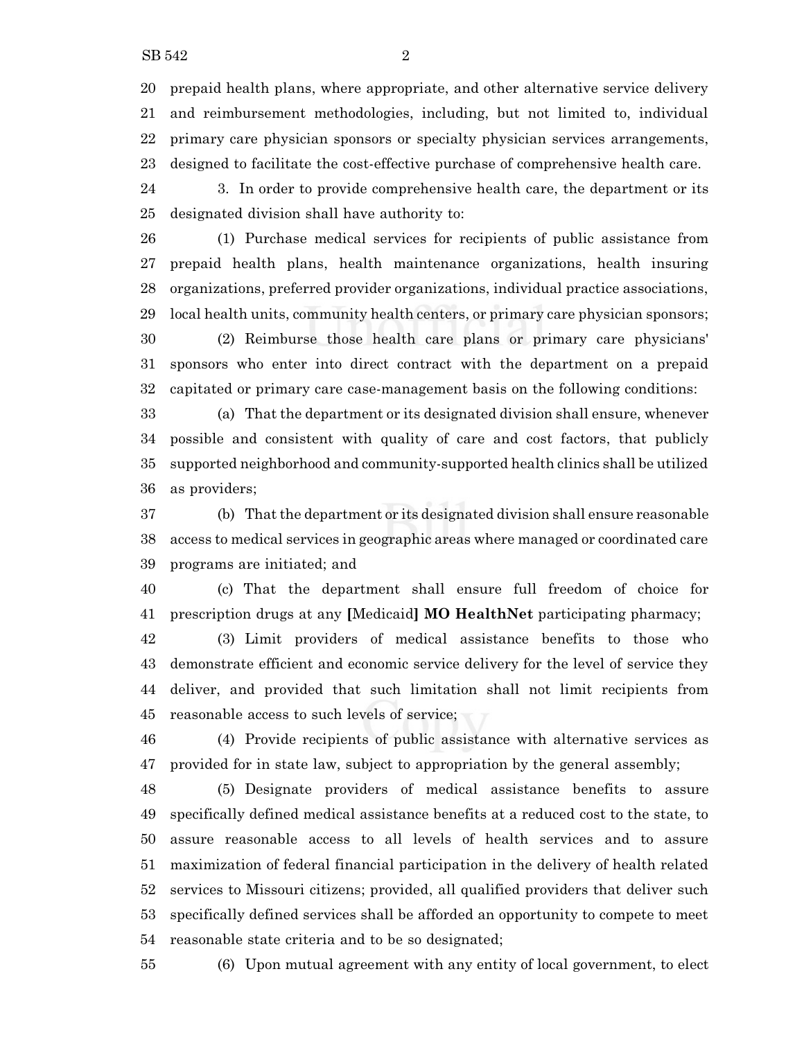prepaid health plans, where appropriate, and other alternative service delivery and reimbursement methodologies, including, but not limited to, individual primary care physician sponsors or specialty physician services arrangements, designed to facilitate the cost-effective purchase of comprehensive health care.

3. In order to provide comprehensive health care, the department or its designated division shall have authority to:

(1) Purchase medical services for recipients of public assistance from prepaid health plans, health maintenance organizations, health insuring organizations, preferred provider organizations, individual practice associations, local health units, community health centers, or primary care physician sponsors;

(2) Reimburse those health care plans or primary care physicians' sponsors who enter into direct contract with the department on a prepaid capitated or primary care case-management basis on the following conditions:

(a) That the department or its designated division shall ensure, whenever possible and consistent with quality of care and cost factors, that publicly supported neighborhood and community-supported health clinics shall be utilized as providers;

(b) That the department or its designated division shall ensure reasonable access to medical services in geographic areas where managed or coordinated care programs are initiated; and

(c) That the department shall ensure full freedom of choice for prescription drugs at any **[**Medicaid**]** **MO HealthNet** participating pharmacy;

(3) Limit providers of medical assistance benefits to those who demonstrate efficient and economic service delivery for the level of service they deliver, and provided that such limitation shall not limit recipients from reasonable access to such levels of service;

(4) Provide recipients of public assistance with alternative services as provided for in state law, subject to appropriation by the general assembly;

(5) Designate providers of medical assistance benefits to assure specifically defined medical assistance benefits at a reduced cost to the state, to assure reasonable access to all levels of health services and to assure maximization of federal financial participation in the delivery of health related services to Missouri citizens; provided, all qualified providers that deliver such specifically defined services shall be afforded an opportunity to compete to meet reasonable state criteria and to be so designated;

(6) Upon mutual agreement with any entity of local government, to elect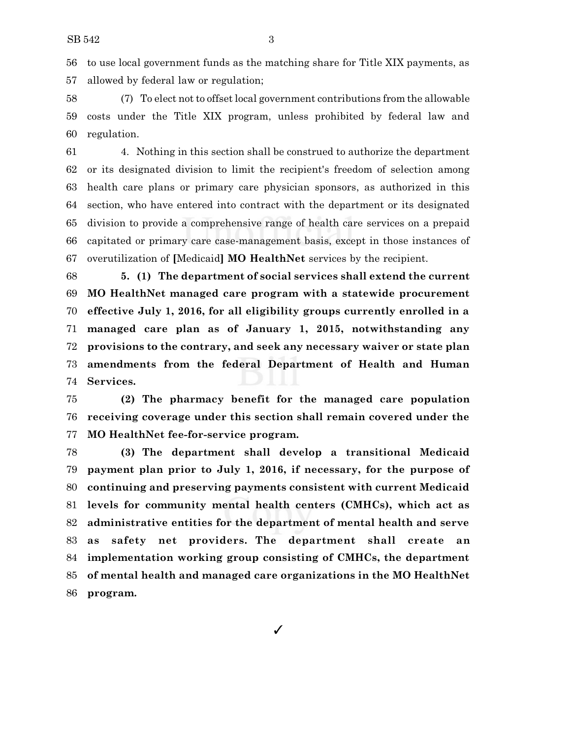to use local government funds as the matching share for Title XIX payments, as allowed by federal law or regulation;

(7) To elect not to offset local government contributions from the allowable costs under the Title XIX program, unless prohibited by federal law and regulation.

4. Nothing in this section shall be construed to authorize the department or its designated division to limit the recipient's freedom of selection among health care plans or primary care physician sponsors, as authorized in this section, who have entered into contract with the department or its designated division to provide a comprehensive range of health care services on a prepaid capitated or primary care case-management basis, except in those instances of overutilization of [Medicaid] **MO HealthNet** services by the recipient.

**5. (1) The department of social services shall extend the current MO HealthNet managed care program with a statewide procurement effective July 1, 2016, for all eligibility groups currently enrolled in a managed care plan as of January 1, 2015, notwithstanding any provisions to the contrary, and seek any necessary waiver or state plan amendments from the federal Department of Health and Human Services.**

**(2) The pharmacy benefit for the managed care population receiving coverage under this section shall remain covered under the MO HealthNet fee-for-service program.**

**(3) The department shall develop a transitional Medicaid payment plan prior to July 1, 2016, if necessary, for the purpose of continuing and preserving payments consistent with current Medicaid levels for community mental health centers (CMHCs), which act as administrative entities for the department of mental health and serve as safety net providers. The department shall create an implementation working group consisting of CMHCs, the department of mental health and managed care organizations in the MO HealthNet program.**

✓